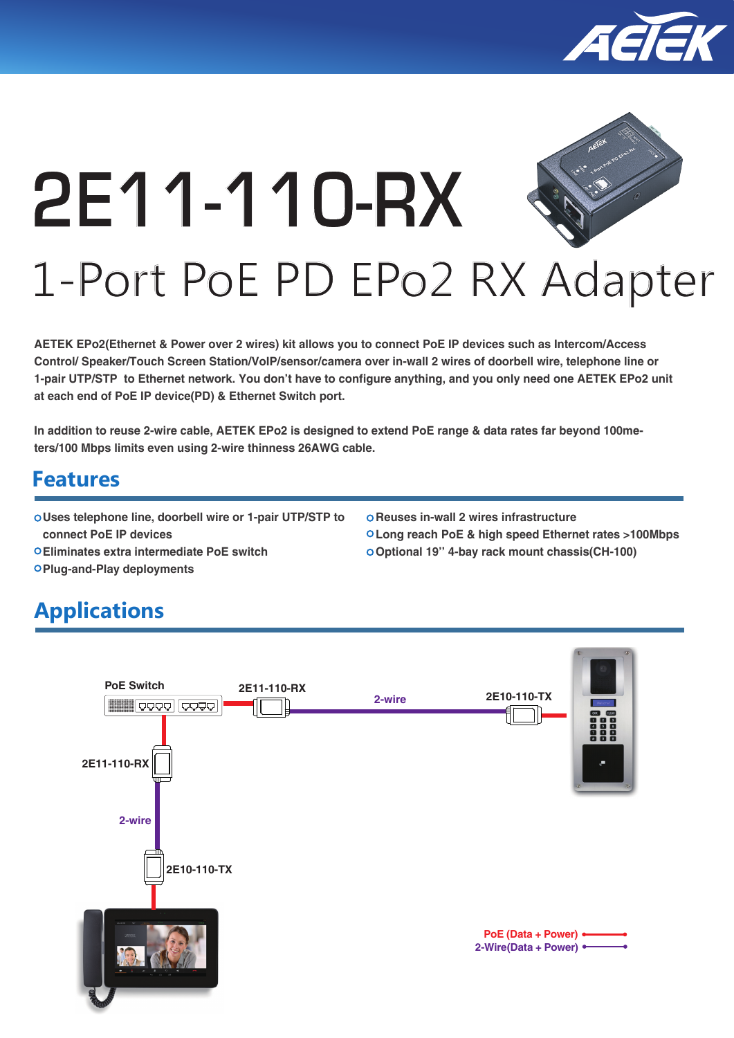# 2E11-110-RX

## 1-Port PoE PD EPo2 RX Adapter

**AETEK EPo2(Ethernet & Power over 2 wires) kit allows you to connect PoE IP devices such as Intercom/Access Control/ Speaker/Touch Screen Station/VoIP/sensor/camera over in-wall 2 wires of doorbell wire, telephone line or 1-pair UTP/STP to Ethernet network. You don't have to configure anything, and you only need one AETEK EPo2 unit at each end of PoE IP device(PD) & Ethernet Switch port.**

**In addition to reuse 2-wire cable, AETEK EPo2 is designed to extend PoE range & data rates far beyond 100meters/100 Mbps limits even using 2-wire thinness 26AWG cable.**

## Features

- **Uses telephone line, doorbell wire or 1-pair UTP/STP to connect PoE IP devices**
- **Eliminates extra intermediate PoE switch**
- **Plug-and-Play deployments**
- **Reuses in-wall 2 wires infrastructure**
- **Long reach PoE & high speed Ethernet rates >100Mbps**
- **Optional 19" 4-bay rack mount chassis(CH-100)**

## Applications

PoE Switch

2E11-110-RX

2-wire

2E10-110-TX

2E11-110-RX

2-wire

2E10-110-TX

PoE (Data + Power)

2-Wire(Data + Power)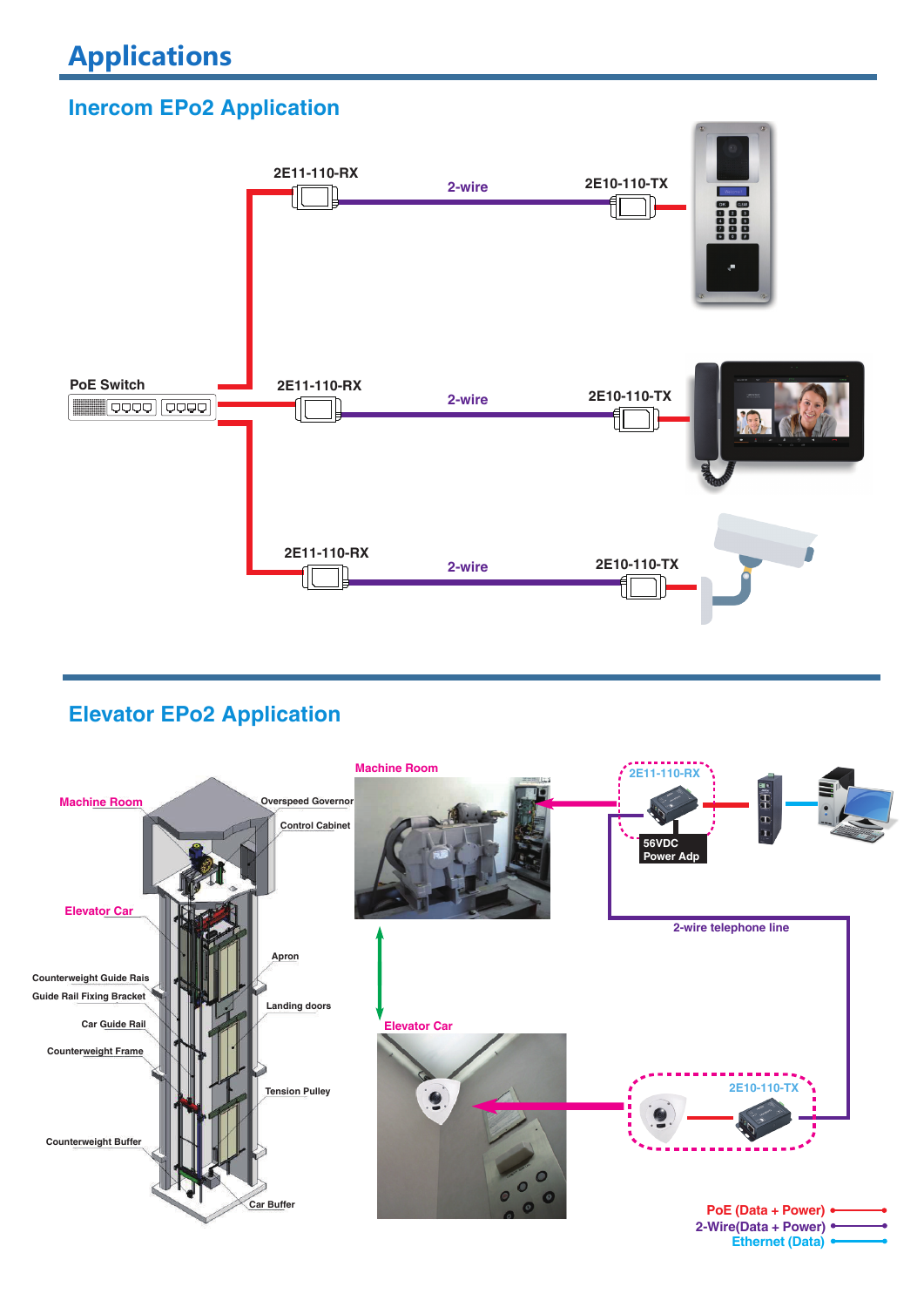# Applications

## Inercom EPo2 Application

PoE Switch

2E11-110-RX — 2-wire — 2E10-110-TX

2E11-110-RX — 2-wire — 2E10-110-TX

2E11-110-RX — 2-wire — 2E10-110-TX

## Elevator EPo2 Application

Machine Room

Overspeed Governor

Control Cabinet

Elevator Car

Apron

Counterweight Guide Rais

Guide Rail Fixing Bracket

Landing doors

Car Guide Rail

Counterweight Frame

Tension Pulley

Counterweight Buffer

Car Buffer

Machine Room

Elevator Car

2E11-110-RX

56VDC Power Adp

2-wire telephone line

2E10-110-TX

PoE (Data + Power)

2-Wire(Data + Power)

Ethernet (Data)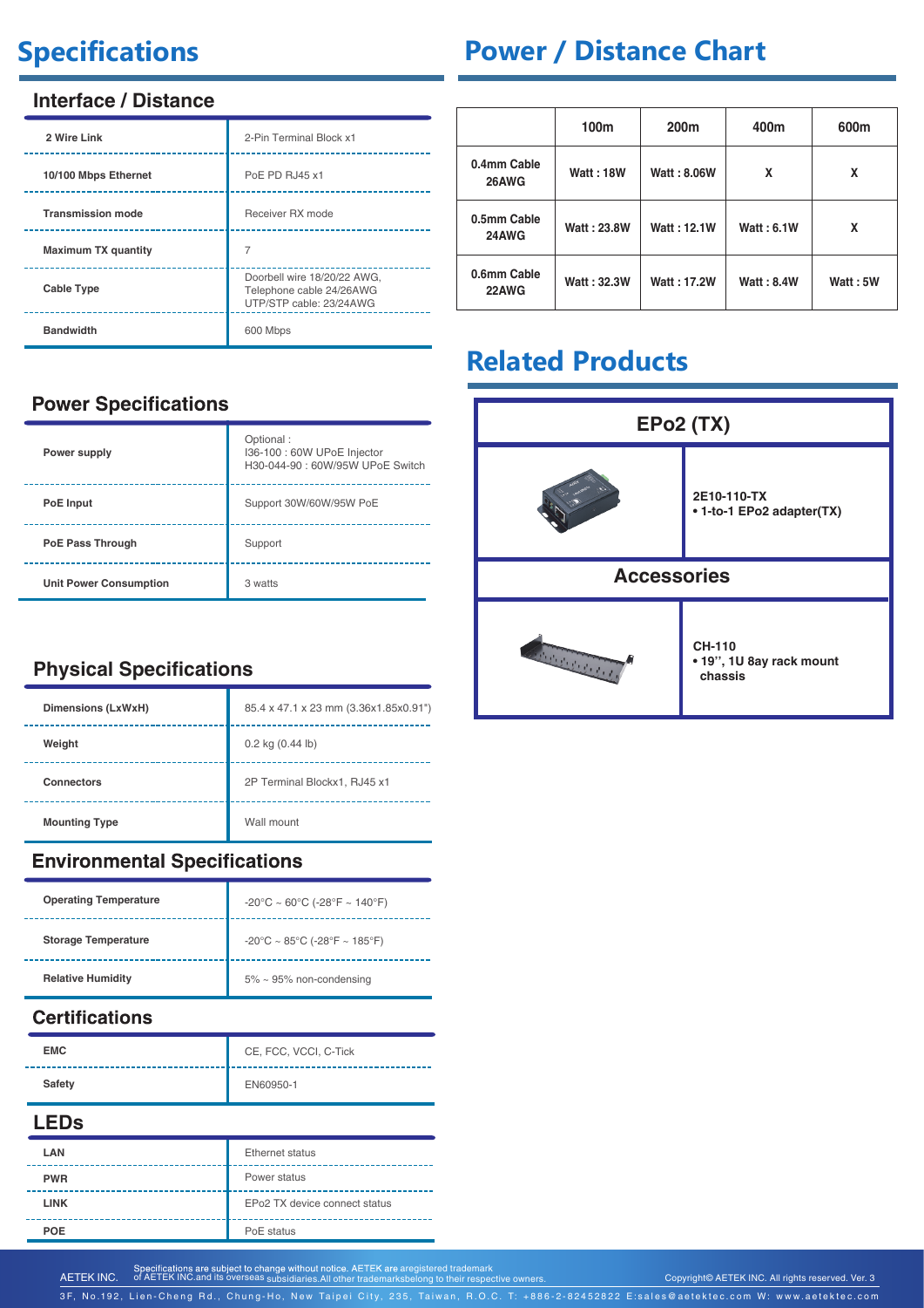# Specifications

## Interface / Distance

| | |
|---|---|
| 2 Wire Link | 2-Pin Terminal Block x1 |
| 10/100 Mbps Ethernet | PoE PD RJ45 x1 |
| Transmission mode | Receiver RX mode |
| Maximum TX quantity | 7 |
| Cable Type | Doorbell wire 18/20/22 AWG, Telephone cable 24/26AWG UTP/STP cable: 23/24AWG |
| Bandwidth | 600 Mbps |

## Power Specifications

| | |
|---|---|
| Power supply | Optional : I36-100 : 60W UPoE Injector H30-044-90 : 60W/95W UPoE Switch |
| PoE Input | Support 30W/60W/95W PoE |
| PoE Pass Through | Support |
| Unit Power Consumption | 3 watts |

## Physical Specifications

| | |
|---|---|
| Dimensions (LxWxH) | 85.4 x 47.1 x 23 mm (3.36x1.85x0.91") |
| Weight | 0.2 kg (0.44 lb) |
| Connectors | 2P Terminal Blockx1, RJ45 x1 |
| Mounting Type | Wall mount |

## Environmental Specifications

| | |
|---|---|
| Operating Temperature | -20°C ~ 60°C (-28°F ~ 140°F) |
| Storage Temperature | -20°C ~ 85°C (-28°F ~ 185°F) |
| Relative Humidity | 5% ~ 95% non-condensing |

## Certifications

| | |
|---|---|
| EMC | CE, FCC, VCCI, C-Tick |
| Safety | EN60950-1 |

## LEDs

| | |
|---|---|
| LAN | Ethernet status |
| PWR | Power status |
| LINK | EPo2 TX device connect status |
| POE | PoE status |

# Power / Distance Chart

| | 100m | 200m | 400m | 600m |
|---|---|---|---|---|
| 0.4mm Cable 26AWG | Watt : 18W | Watt : 8.06W | X | X |
| 0.5mm Cable 24AWG | Watt : 23.8W | Watt : 12.1W | Watt : 6.1W | X |
| 0.6mm Cable 22AWG | Watt : 32.3W | Watt : 17.2W | Watt : 8.4W | Watt : 5W |

# Related Products

## EPo2 (TX)

**2E10-110-TX**
- **1-to-1 EPo2 adapter(TX)**

## Accessories

**CH-110**
- **19", 1U 8ay rack mount chassis**

AETEK INC. Specifications are subject to change without notice. AETEK are aregistered trademark of AETEK INC.and its overseas subsidiaries.All other trademarksbelong to their respective owners.

Copyright© AETEK INC. All rights reserved. Ver. 3

3F, No.192, Lien-Cheng Rd., Chung-Ho, New Taipei City, 235, Taiwan, R.O.C. T: +886-2-82452822 E:sales@aetektec.com W: www.aetektec.com